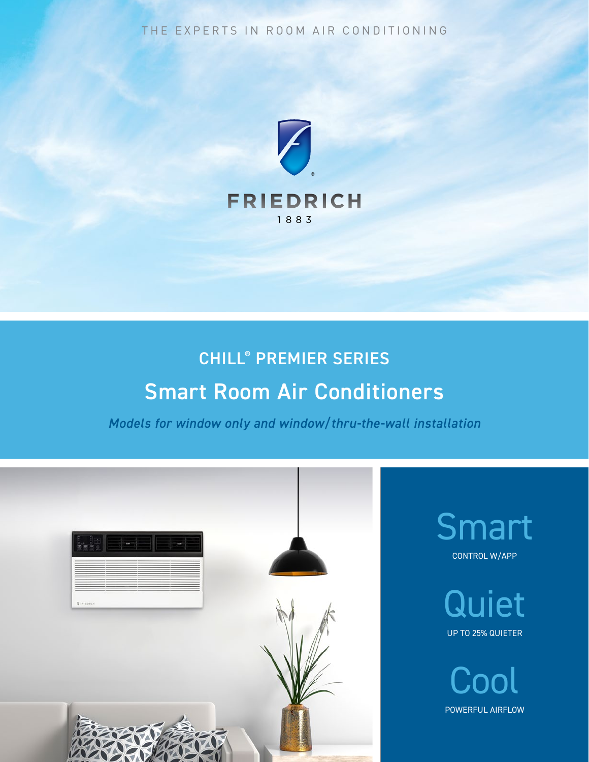THE EXPERTS IN ROOM AIR CONDITIONING

FRIEDRICH

1883

## CHILL® PREMIER SERIES

# Smart Room Air Conditioners

*Models for window only and window/thru-the-wall installation*

**Smart**

CONTROL W/APP

**Quiet**

UP TO 25% QUIETER

**Cool**

POWERFUL AIRFLOW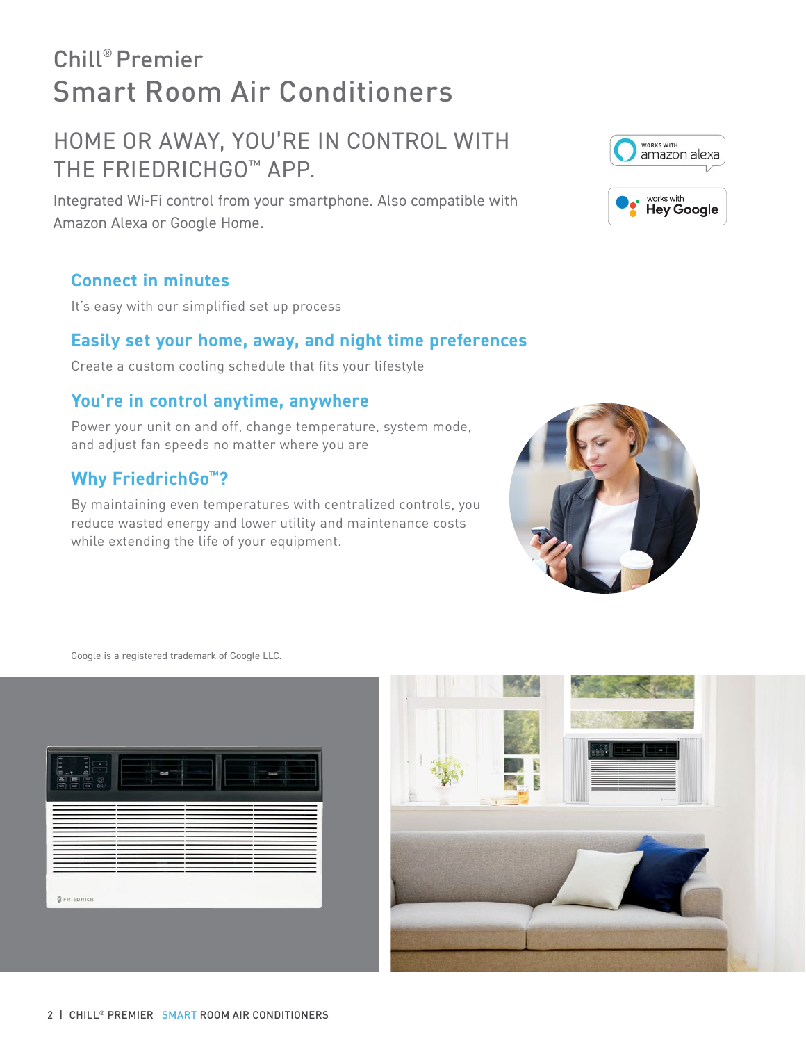# Chill® Premier Smart Room Air Conditioners

## HOME OR AWAY, YOU'RE IN CONTROL WITH THE FRIEDRICHGO™ APP.

Integrated Wi-Fi control from your smartphone. Also compatible with Amazon Alexa or Google Home.

WORKS WITH amazon alexa

works with Hey Google

### Connect in minutes

It's easy with our simplified set up process

### Easily set your home, away, and night time preferences

Create a custom cooling schedule that fits your lifestyle

### You're in control anytime, anywhere

Power your unit on and off, change temperature, system mode, and adjust fan speeds no matter where you are

### Why FriedrichGo™?

By maintaining even temperatures with centralized controls, you reduce wasted energy and lower utility and maintenance costs while extending the life of your equipment.

Google is a registered trademark of Google LLC.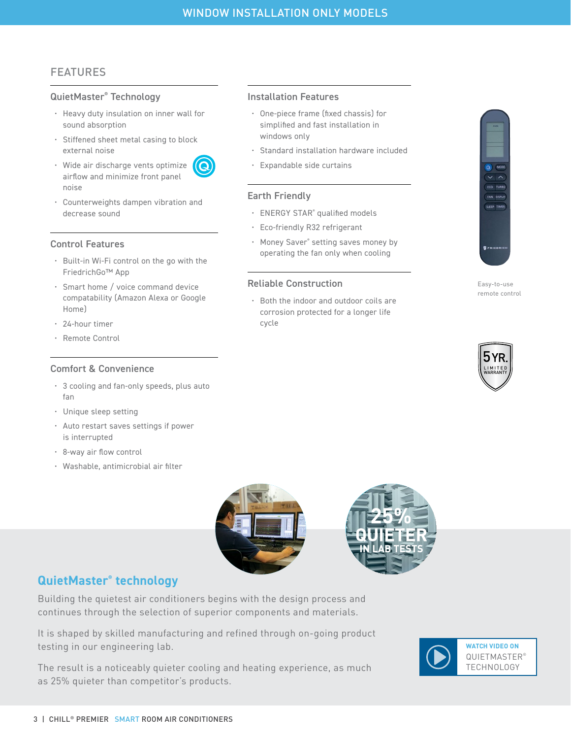# WINDOW INSTALLATION ONLY MODELS

## FEATURES

### QuietMaster® Technology

- Heavy duty insulation on inner wall for sound absorption
- Stiffened sheet metal casing to block external noise
- Wide air discharge vents optimize airflow and minimize front panel noise
- Counterweights dampen vibration and decrease sound

### Control Features

- Built-in Wi-Fi control on the go with the FriedrichGo™ App
- Smart home / voice command device compatability (Amazon Alexa or Google Home)
- 24-hour timer
- Remote Control

### Comfort & Convenience

- 3 cooling and fan-only speeds, plus auto fan
- Unique sleep setting
- Auto restart saves settings if power is interrupted
- 8-way air flow control
- Washable, antimicrobial air filter

### Installation Features

- One-piece frame (fixed chassis) for simplified and fast installation in windows only
- Standard installation hardware included
- Expandable side curtains

### Earth Friendly

- ENERGY STAR® qualified models
- Eco-friendly R32 refrigerant
- Money Saver® setting saves money by operating the fan only when cooling

### Reliable Construction

- Both the indoor and outdoor coils are corrosion protected for a longer life cycle

Easy-to-use remote control

5 YR. LIMITED WARRANTY

25% QUIETER IN LAB TESTS

## QuietMaster® technology

Building the quietest air conditioners begins with the design process and continues through the selection of superior components and materials.

It is shaped by skilled manufacturing and refined through on-going product testing in our engineering lab.

The result is a noticeably quieter cooling and heating experience, as much as 25% quieter than competitor's products.

WATCH VIDEO ON QUIETMASTER® TECHNOLOGY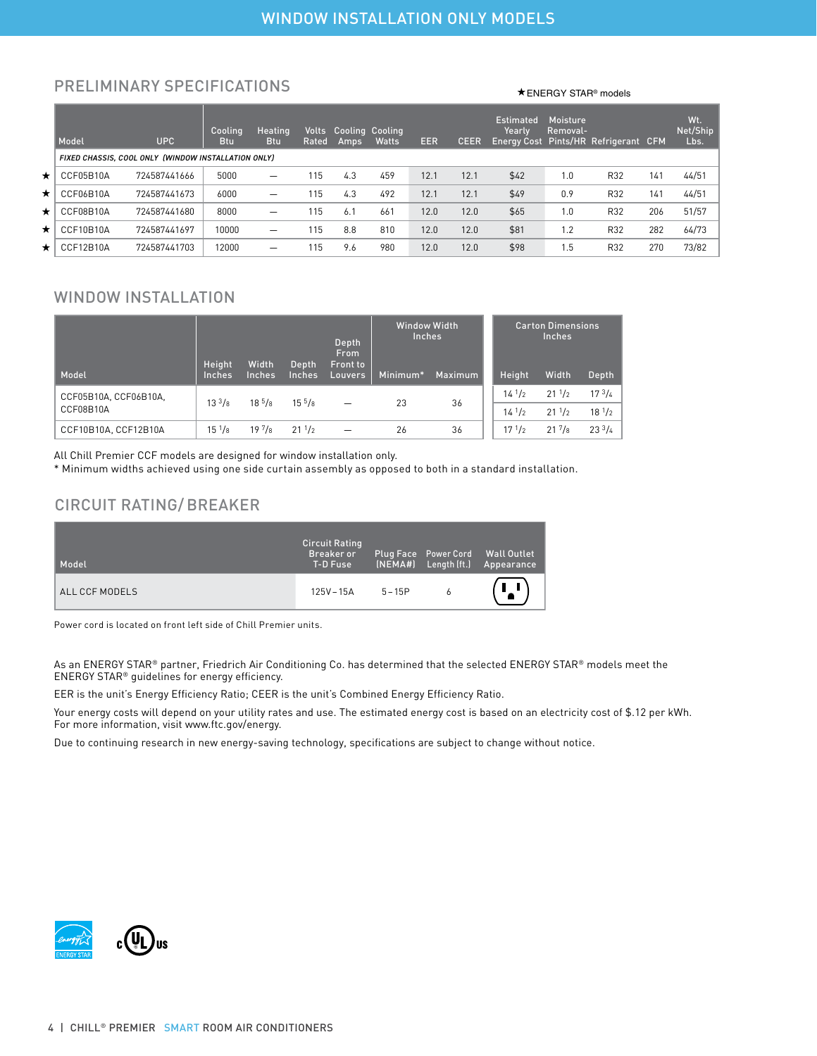# WINDOW INSTALLATION ONLY MODELS

## PRELIMINARY SPECIFICATIONS

★ENERGY STAR® models

| | Model | UPC | Cooling Btu | Heating Btu | Volts Rated | Cooling Amps | Cooling Watts | EER | CEER | Estimated Yearly Energy Cost | Moisture Removal-Pints/HR | Refrigerant | CFM | Wt. Net/Ship Lbs. |
|---|---|---|---|---|---|---|---|---|---|---|---|---|---|---|
| | *FIXED CHASSIS, COOL ONLY (WINDOW INSTALLATION ONLY)* | | | | | | | | | | | | | |
| ★ | CCF05B10A | 724587441666 | 5000 | — | 115 | 4.3 | 459 | 12.1 | 12.1 | $42 | 1.0 | R32 | 141 | 44/51 |
| ★ | CCF06B10A | 724587441673 | 6000 | — | 115 | 4.3 | 492 | 12.1 | 12.1 | $49 | 0.9 | R32 | 141 | 44/51 |
| ★ | CCF08B10A | 724587441680 | 8000 | — | 115 | 6.1 | 661 | 12.0 | 12.0 | $65 | 1.0 | R32 | 206 | 51/57 |
| ★ | CCF10B10A | 724587441697 | 10000 | — | 115 | 8.8 | 810 | 12.0 | 12.0 | $81 | 1.2 | R32 | 282 | 64/73 |
| ★ | CCF12B10A | 724587441703 | 12000 | — | 115 | 9.6 | 980 | 12.0 | 12.0 | $98 | 1.5 | R32 | 270 | 73/82 |

## WINDOW INSTALLATION

| Model | Height Inches | Width Inches | Depth Inches | Depth From Front to Louvers | Window Width Inches Minimum* | Window Width Inches Maximum |
|---|---|---|---|---|---|---|
| CCF05B10A, CCF06B10A, CCF08B10A | 13 3/8 | 18 5/8 | 15 5/8 | — | 23 | 36 |
| CCF10B10A, CCF12B10A | 15 1/8 | 19 7/8 | 21 1/2 | — | 26 | 36 |

| Carton Dimensions Inches | | |
|---|---|---|
| Height | Width | Depth |
| 14 1/2 | 21 1/2 | 17 3/4 |
| 14 1/2 | 21 1/2 | 18 1/2 |
| 17 1/2 | 21 7/8 | 23 3/4 |

All Chill Premier CCF models are designed for window installation only.
* Minimum widths achieved using one side curtain assembly as opposed to both in a standard installation.

## CIRCUIT RATING/ BREAKER

| Model | Circuit Rating Breaker or T-D Fuse | Plug Face (NEMA#) | Power Cord Length (ft.) | Wall Outlet Appearance |
|---|---|---|---|---|
| ALL CCF MODELS | 125V – 15A | 5 – 15P | 6 | |

Power cord is located on front left side of Chill Premier units.

As an ENERGY STAR® partner, Friedrich Air Conditioning Co. has determined that the selected ENERGY STAR® models meet the ENERGY STAR® guidelines for energy efficiency.

EER is the unit's Energy Efficiency Ratio; CEER is the unit's Combined Energy Efficiency Ratio.

Your energy costs will depend on your utility rates and use. The estimated energy cost is based on an electricity cost of $.12 per kWh. For more information, visit www.ftc.gov/energy.

Due to continuing research in new energy-saving technology, specifications are subject to change without notice.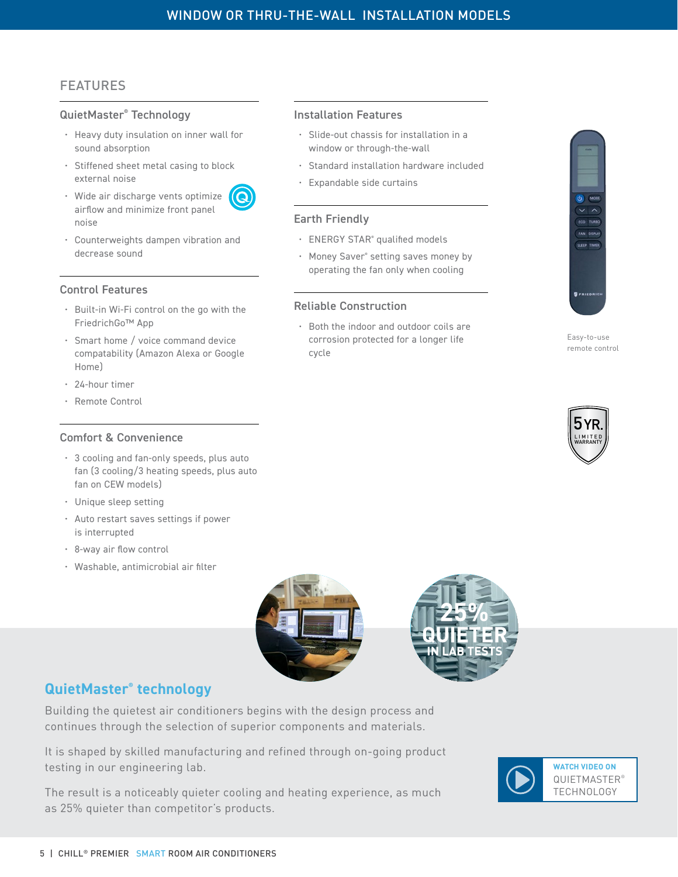# WINDOW OR THRU-THE-WALL INSTALLATION MODELS

## FEATURES

### QuietMaster® Technology

- Heavy duty insulation on inner wall for sound absorption
- Stiffened sheet metal casing to block external noise
- Wide air discharge vents optimize airflow and minimize front panel noise
- Counterweights dampen vibration and decrease sound

### Control Features

- Built-in Wi-Fi control on the go with the FriedrichGo™ App
- Smart home / voice command device compatability (Amazon Alexa or Google Home)
- 24-hour timer
- Remote Control

### Comfort & Convenience

- 3 cooling and fan-only speeds, plus auto fan (3 cooling/3 heating speeds, plus auto fan on CEW models)
- Unique sleep setting
- Auto restart saves settings if power is interrupted
- 8-way air flow control
- Washable, antimicrobial air filter

### Installation Features

- Slide-out chassis for installation in a window or through-the-wall
- Standard installation hardware included
- Expandable side curtains

### Earth Friendly

- ENERGY STAR® qualified models
- Money Saver® setting saves money by operating the fan only when cooling

### Reliable Construction

- Both the indoor and outdoor coils are corrosion protected for a longer life cycle

Easy-to-use remote control

5 YR. LIMITED WARRANTY

25% QUIETER IN LAB TESTS

## QuietMaster® technology

Building the quietest air conditioners begins with the design process and continues through the selection of superior components and materials.

It is shaped by skilled manufacturing and refined through on-going product testing in our engineering lab.

The result is a noticeably quieter cooling and heating experience, as much as 25% quieter than competitor's products.

WATCH VIDEO ON QUIETMASTER® TECHNOLOGY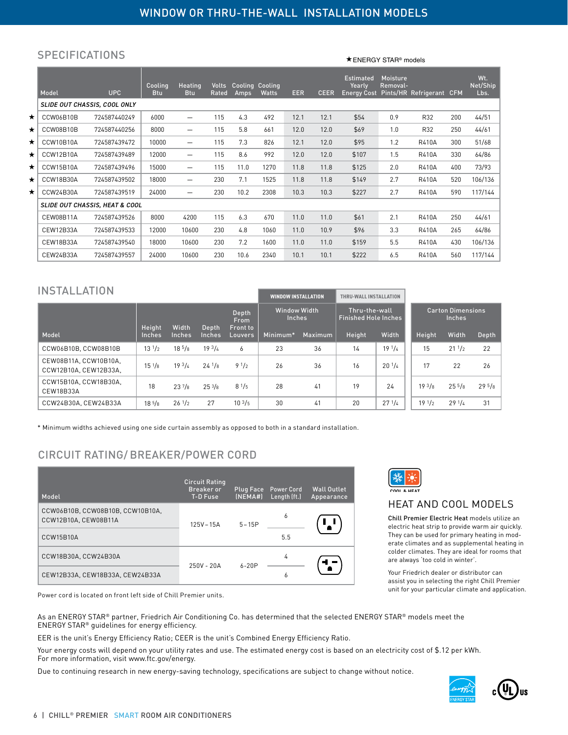# WINDOW OR THRU-THE-WALL INSTALLATION MODELS

## SPECIFICATIONS

★ ENERGY STAR® models

| | Model | UPC | Cooling Btu | Heating Btu | Volts Rated | Cooling Amps | Cooling Watts | EER | CEER | Estimated Yearly Energy Cost | Moisture Removal-Pints/HR | Refrigerant | CFM | Wt. Net/Ship Lbs. |
|---|---|---|---|---|---|---|---|---|---|---|---|---|---|---|
| | *SLIDE OUT CHASSIS, COOL ONLY* | | | | | | | | | | | | | |
| ★ | CCW06B10B | 724587440249 | 6000 | — | 115 | 4.3 | 492 | 12.1 | 12.1 | $54 | 0.9 | R32 | 200 | 44/51 |
| ★ | CCW08B10B | 724587440256 | 8000 | — | 115 | 5.8 | 661 | 12.0 | 12.0 | $69 | 1.0 | R32 | 250 | 44/61 |
| ★ | CCW10B10A | 724587439472 | 10000 | — | 115 | 7.3 | 826 | 12.1 | 12.0 | $95 | 1.2 | R410A | 300 | 51/68 |
| ★ | CCW12B10A | 724587439489 | 12000 | — | 115 | 8.6 | 992 | 12.0 | 12.0 | $107 | 1.5 | R410A | 330 | 64/86 |
| ★ | CCW15B10A | 724587439496 | 15000 | — | 115 | 11.0 | 1270 | 11.8 | 11.8 | $125 | 2.0 | R410A | 400 | 73/93 |
| ★ | CCW18B30A | 724587439502 | 18000 | — | 230 | 7.1 | 1525 | 11.8 | 11.8 | $149 | 2.7 | R410A | 520 | 106/136 |
| ★ | CCW24B30A | 724587439519 | 24000 | — | 230 | 10.2 | 2308 | 10.3 | 10.3 | $227 | 2.7 | R410A | 590 | 117/144 |
| | *SLIDE OUT CHASSIS, HEAT & COOL* | | | | | | | | | | | | | |
| | CEW08B11A | 724587439526 | 8000 | 4200 | 115 | 6.3 | 670 | 11.0 | 11.0 | $61 | 2.1 | R410A | 250 | 44/61 |
| | CEW12B33A | 724587439533 | 12000 | 10600 | 230 | 4.8 | 1060 | 11.0 | 10.9 | $96 | 3.3 | R410A | 265 | 64/86 |
| | CEW18B33A | 724587439540 | 18000 | 10600 | 230 | 7.2 | 1600 | 11.0 | 11.0 | $159 | 5.5 | R410A | 430 | 106/136 |
| | CEW24B33A | 724587439557 | 24000 | 10600 | 230 | 10.6 | 2340 | 10.1 | 10.1 | $222 | 6.5 | R410A | 560 | 117/144 |

## INSTALLATION

| Model | Height Inches | Width Inches | Depth Inches | Depth From Front to Louvers | WINDOW INSTALLATION: Window Width Inches – Minimum* | Maximum | THRU-WALL INSTALLATION: Thru-the-wall Finished Hole Inches – Height | Width | Carton Dimensions Inches – Height | Width | Depth |
|---|---|---|---|---|---|---|---|---|---|---|---|
| CCW06B10B, CCW08B10B | 13 1/2 | 18 5/8 | 19 3/4 | 6 | 23 | 36 | 14 | 19 1/4 | 15 | 21 1/2 | 22 |
| CEW08B11A, CCW10B10A, CCW12B10A, CEW12B33A, | 15 1/8 | 19 3/4 | 24 1/8 | 9 1/2 | 26 | 36 | 16 | 20 1/4 | 17 | 22 | 26 |
| CCW15B10A, CCW18B30A, CEW18B33A | 18 | 23 7/8 | 25 3/8 | 8 1/5 | 28 | 41 | 19 | 24 | 19 3/8 | 25 5/8 | 29 5/8 |
| CCW24B30A, CEW24B33A | 18 5/8 | 26 1/2 | 27 | 10 3/5 | 30 | 41 | 20 | 27 1/4 | 19 1/2 | 29 1/4 | 31 |

\* Minimum widths achieved using one side curtain assembly as opposed to both in a standard installation.

## CIRCUIT RATING/ BREAKER/POWER CORD

| Model | Circuit Rating Breaker or T-D Fuse | Plug Face (NEMA#) | Power Cord Length (ft.) | Wall Outlet Appearance |
|---|---|---|---|---|
| CCW06B10B, CCW08B10B, CCW10B10A, CCW12B10A, CEW08B11A | 125V – 15A | 5 – 15P | 6 | |
| CCW15B10A | | | 5.5 | |
| CCW18B30A, CCW24B30A | 250V - 20A | 6-20P | 4 | |
| CEW12B33A, CEW18B33A, CEW24B33A | | | 6 | |

Power cord is located on front left side of Chill Premier units.

COOL & HEAT

## HEAT AND COOL MODELS

**Chill Premier Electric Heat** models utilize an electric heat strip to provide warm air quickly. They can be used for primary heating in moderate climates and as supplemental heating in colder climates. They are ideal for rooms that are always 'too cold in winter'.

Your Friedrich dealer or distributor can assist you in selecting the right Chill Premier unit for your particular climate and application.

As an ENERGY STAR® partner, Friedrich Air Conditioning Co. has determined that the selected ENERGY STAR® models meet the ENERGY STAR® guidelines for energy efficiency.

EER is the unit's Energy Efficiency Ratio; CEER is the unit's Combined Energy Efficiency Ratio.

Your energy costs will depend on your utility rates and use. The estimated energy cost is based on an electricity cost of $.12 per kWh. For more information, visit www.ftc.gov/energy.

Due to continuing research in new energy-saving technology, specifications are subject to change without notice.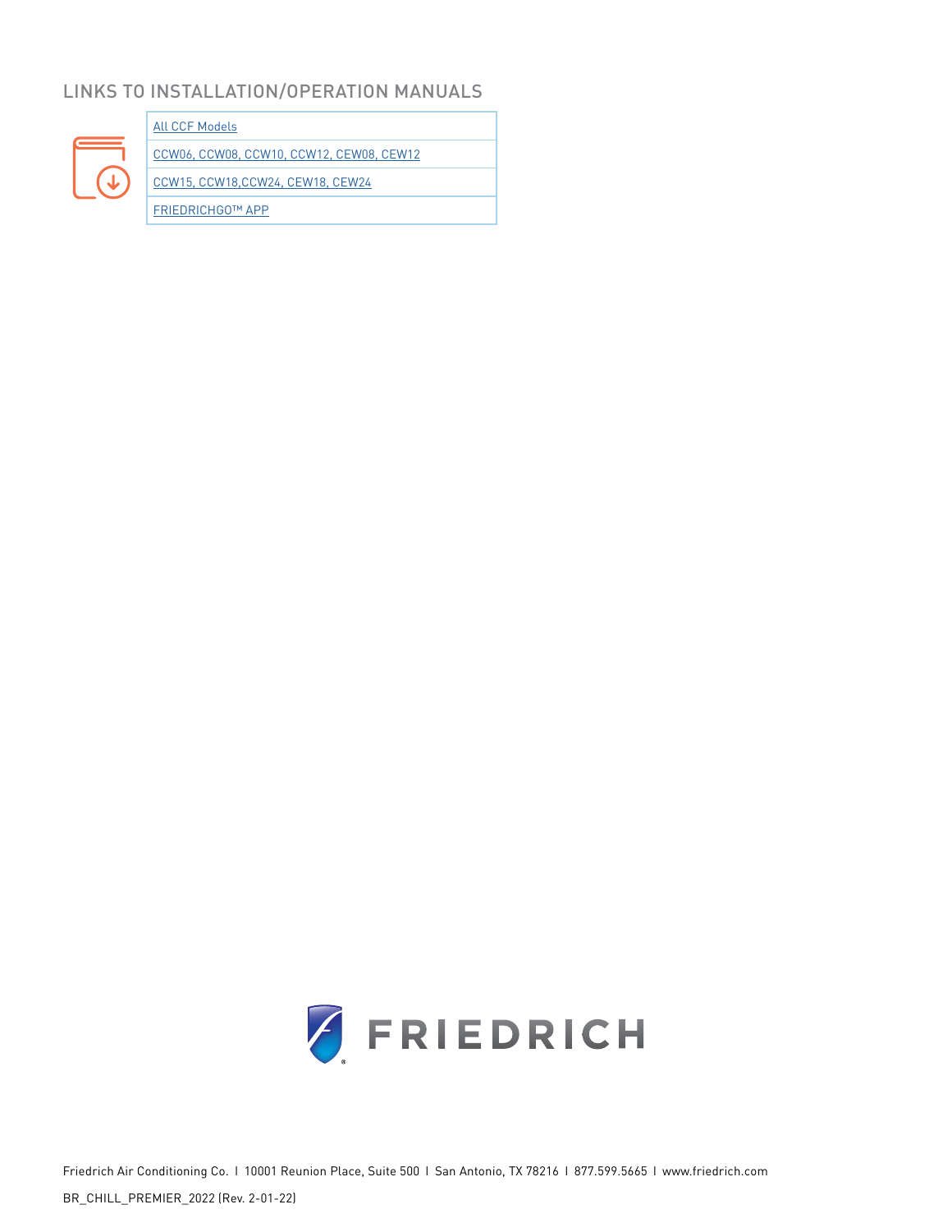## LINKS TO INSTALLATION/OPERATION MANUALS

| |
|---|
| All CCF Models |
| CCW06, CCW08, CCW10, CCW12, CEW08, CEW12 |
| CCW15, CCW18,CCW24, CEW18, CEW24 |
| FRIEDRICHGO™ APP |

FRIEDRICH

Friedrich Air Conditioning Co. I 10001 Reunion Place, Suite 500 I San Antonio, TX 78216 I 877.599.5665 I www.friedrich.com

BR_CHILL_PREMIER_2022 (Rev. 2-01-22)